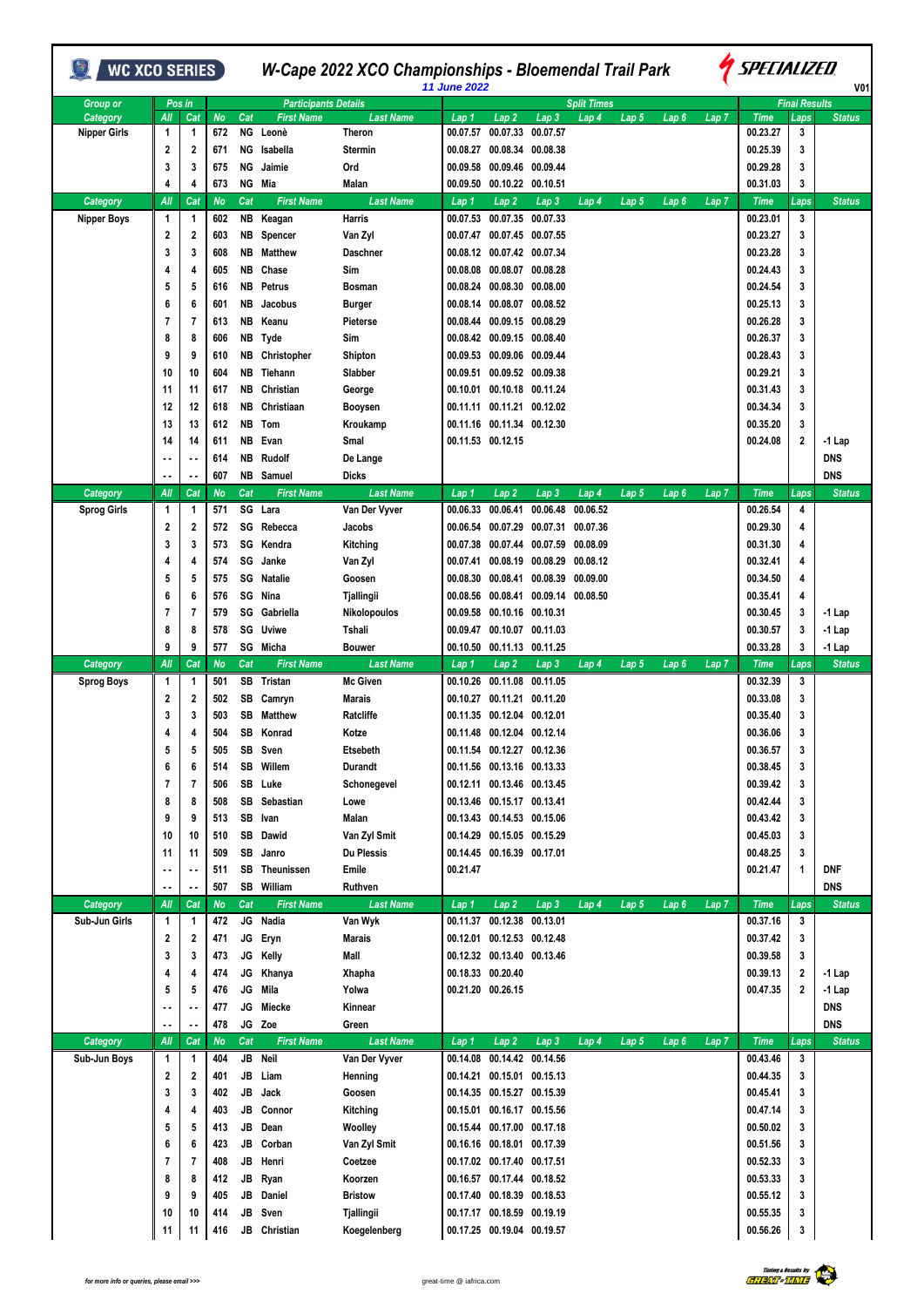# W-Cape 2022 XCO Championships - Bloemendal Trail Park

**11 June 2022**

WC XCO SERIES — SPECIALIZED — V01

| Group or Category | Pos in All | Pos in Cat | No | Cat | First Name | Last Name | Lap 1 | Lap 2 | Lap 3 | Lap 4 | Lap 5 | Lap 6 | Lap 7 | Time | Laps | Status |
|---|---|---|---|---|---|---|---|---|---|---|---|---|---|---|---|---|
| Nipper Girls | 1 | 1 | 672 | NG | Leonè | Theron | 00.07.57 | 00.07.33 | 00.07.57 | | | | | 00.23.27 | 3 | |
| | 2 | 2 | 671 | NG | Isabella | Stermin | 00.08.27 | 00.08.34 | 00.08.38 | | | | | 00.25.39 | 3 | |
| | 3 | 3 | 675 | NG | Jaimie | Ord | 00.09.58 | 00.09.46 | 00.09.44 | | | | | 00.29.28 | 3 | |
| | 4 | 4 | 673 | NG | Mia | Malan | 00.09.50 | 00.10.22 | 00.10.51 | | | | | 00.31.03 | 3 | |
| Category | All | Cat | No | Cat | First Name | Last Name | Lap 1 | Lap 2 | Lap 3 | Lap 4 | Lap 5 | Lap 6 | Lap 7 | Time | Laps | Status |
| Nipper Boys | 1 | 1 | 602 | NB | Keagan | Harris | 00.07.53 | 00.07.35 | 00.07.33 | | | | | 00.23.01 | 3 | |
| | 2 | 2 | 603 | NB | Spencer | Van Zyl | 00.07.47 | 00.07.45 | 00.07.55 | | | | | 00.23.27 | 3 | |
| | 3 | 3 | 608 | NB | Matthew | Daschner | 00.08.12 | 00.07.42 | 00.07.34 | | | | | 00.23.28 | 3 | |
| | 4 | 4 | 605 | NB | Chase | Sim | 00.08.08 | 00.08.07 | 00.08.28 | | | | | 00.24.43 | 3 | |
| | 5 | 5 | 616 | NB | Petrus | Bosman | 00.08.24 | 00.08.30 | 00.08.00 | | | | | 00.24.54 | 3 | |
| | 6 | 6 | 601 | NB | Jacobus | Burger | 00.08.14 | 00.08.07 | 00.08.52 | | | | | 00.25.13 | 3 | |
| | 7 | 7 | 613 | NB | Keanu | Pieterse | 00.08.44 | 00.09.15 | 00.08.29 | | | | | 00.26.28 | 3 | |
| | 8 | 8 | 606 | NB | Tyde | Sim | 00.08.42 | 00.09.15 | 00.08.40 | | | | | 00.26.37 | 3 | |
| | 9 | 9 | 610 | NB | Christopher | Shipton | 00.09.53 | 00.09.06 | 00.09.44 | | | | | 00.28.43 | 3 | |
| | 10 | 10 | 604 | NB | Tiehann | Slabber | 00.09.51 | 00.09.52 | 00.09.38 | | | | | 00.29.21 | 3 | |
| | 11 | 11 | 617 | NB | Christian | George | 00.10.01 | 00.10.18 | 00.11.24 | | | | | 00.31.43 | 3 | |
| | 12 | 12 | 618 | NB | Christiaan | Booysen | 00.11.11 | 00.11.21 | 00.12.02 | | | | | 00.34.34 | 3 | |
| | 13 | 13 | 612 | NB | Tom | Kroukamp | 00.11.16 | 00.11.34 | 00.12.30 | | | | | 00.35.20 | 3 | |
| | 14 | 14 | 611 | NB | Evan | Smal | 00.11.53 | 00.12.15 | | | | | | 00.24.08 | 2 | -1 Lap |
| | -- | -- | 614 | NB | Rudolf | De Lange | | | | | | | | | | DNS |
| | -- | -- | 607 | NB | Samuel | Dicks | | | | | | | | | | DNS |
| Category | All | Cat | No | Cat | First Name | Last Name | Lap 1 | Lap 2 | Lap 3 | Lap 4 | Lap 5 | Lap 6 | Lap 7 | Time | Laps | Status |
| Sprog Girls | 1 | 1 | 571 | SG | Lara | Van Der Vyver | 00.06.33 | 00.06.41 | 00.06.48 | 00.06.52 | | | | 00.26.54 | 4 | |
| | 2 | 2 | 572 | SG | Rebecca | Jacobs | 00.06.54 | 00.07.29 | 00.07.31 | 00.07.36 | | | | 00.29.30 | 4 | |
| | 3 | 3 | 573 | SG | Kendra | Kitching | 00.07.38 | 00.07.44 | 00.07.59 | 00.08.09 | | | | 00.31.30 | 4 | |
| | 4 | 4 | 574 | SG | Janke | Van Zyl | 00.07.41 | 00.08.19 | 00.08.29 | 00.08.12 | | | | 00.32.41 | 4 | |
| | 5 | 5 | 575 | SG | Natalie | Goosen | 00.08.30 | 00.08.41 | 00.08.39 | 00.09.00 | | | | 00.34.50 | 4 | |
| | 6 | 6 | 576 | SG | Nina | Tjallingii | 00.08.56 | 00.08.41 | 00.09.14 | 00.08.50 | | | | 00.35.41 | 4 | |
| | 7 | 7 | 579 | SG | Gabriella | Nikolopoulos | 00.09.58 | 00.10.16 | 00.10.31 | | | | | 00.30.45 | 3 | -1 Lap |
| | 8 | 8 | 578 | SG | Uviwe | Tshali | 00.09.47 | 00.10.07 | 00.11.03 | | | | | 00.30.57 | 3 | -1 Lap |
| | 9 | 9 | 577 | SG | Micha | Bouwer | 00.10.50 | 00.11.13 | 00.11.25 | | | | | 00.33.28 | 3 | -1 Lap |
| Category | All | Cat | No | Cat | First Name | Last Name | Lap 1 | Lap 2 | Lap 3 | Lap 4 | Lap 5 | Lap 6 | Lap 7 | Time | Laps | Status |
| Sprog Boys | 1 | 1 | 501 | SB | Tristan | Mc Given | 00.10.26 | 00.11.08 | 00.11.05 | | | | | 00.32.39 | 3 | |
| | 2 | 2 | 502 | SB | Camryn | Marais | 00.10.27 | 00.11.21 | 00.11.20 | | | | | 00.33.08 | 3 | |
| | 3 | 3 | 503 | SB | Matthew | Ratcliffe | 00.11.35 | 00.12.04 | 00.12.01 | | | | | 00.35.40 | 3 | |
| | 4 | 4 | 504 | SB | Konrad | Kotze | 00.11.48 | 00.12.04 | 00.12.14 | | | | | 00.36.06 | 3 | |
| | 5 | 5 | 505 | SB | Sven | Etsebeth | 00.11.54 | 00.12.27 | 00.12.36 | | | | | 00.36.57 | 3 | |
| | 6 | 6 | 514 | SB | Willem | Durandt | 00.11.56 | 00.13.16 | 00.13.33 | | | | | 00.38.45 | 3 | |
| | 7 | 7 | 506 | SB | Luke | Schonegevel | 00.12.11 | 00.13.46 | 00.13.45 | | | | | 00.39.42 | 3 | |
| | 8 | 8 | 508 | SB | Sebastian | Lowe | 00.13.46 | 00.15.17 | 00.13.41 | | | | | 00.42.44 | 3 | |
| | 9 | 9 | 513 | SB | Ivan | Malan | 00.13.43 | 00.14.53 | 00.15.06 | | | | | 00.43.42 | 3 | |
| | 10 | 10 | 510 | SB | Dawid | Van Zyl Smit | 00.14.29 | 00.15.05 | 00.15.29 | | | | | 00.45.03 | 3 | |
| | 11 | 11 | 509 | SB | Janro | Du Plessis | 00.14.45 | 00.16.39 | 00.17.01 | | | | | 00.48.25 | 3 | |
| | -- | -- | 511 | SB | Theunissen | Emile | 00.21.47 | | | | | | | 00.21.47 | 1 | DNF |
| | -- | -- | 507 | SB | William | Ruthven | | | | | | | | | | DNS |
| Category | All | Cat | No | Cat | First Name | Last Name | Lap 1 | Lap 2 | Lap 3 | Lap 4 | Lap 5 | Lap 6 | Lap 7 | Time | Laps | Status |
| Sub-Jun Girls | 1 | 1 | 472 | JG | Nadia | Van Wyk | 00.11.37 | 00.12.38 | 00.13.01 | | | | | 00.37.16 | 3 | |
| | 2 | 2 | 471 | JG | Eryn | Marais | 00.12.01 | 00.12.53 | 00.12.48 | | | | | 00.37.42 | 3 | |
| | 3 | 3 | 473 | JG | Kelly | Mall | 00.12.32 | 00.13.40 | 00.13.46 | | | | | 00.39.58 | 3 | |
| | 4 | 4 | 474 | JG | Khanya | Xhapha | 00.18.33 | 00.20.40 | | | | | | 00.39.13 | 2 | -1 Lap |
| | 5 | 5 | 476 | JG | Mila | Yolwa | 00.21.20 | 00.26.15 | | | | | | 00.47.35 | 2 | -1 Lap |
| | -- | -- | 477 | JG | Miecke | Kinnear | | | | | | | | | | DNS |
| | -- | -- | 478 | JG | Zoe | Green | | | | | | | | | | DNS |
| Category | All | Cat | No | Cat | First Name | Last Name | Lap 1 | Lap 2 | Lap 3 | Lap 4 | Lap 5 | Lap 6 | Lap 7 | Time | Laps | Status |
| Sub-Jun Boys | 1 | 1 | 404 | JB | Neil | Van Der Vyver | 00.14.08 | 00.14.42 | 00.14.56 | | | | | 00.43.46 | 3 | |
| | 2 | 2 | 401 | JB | Liam | Henning | 00.14.21 | 00.15.01 | 00.15.13 | | | | | 00.44.35 | 3 | |
| | 3 | 3 | 402 | JB | Jack | Goosen | 00.14.35 | 00.15.27 | 00.15.39 | | | | | 00.45.41 | 3 | |
| | 4 | 4 | 403 | JB | Connor | Kitching | 00.15.01 | 00.16.17 | 00.15.56 | | | | | 00.47.14 | 3 | |
| | 5 | 5 | 413 | JB | Dean | Woolley | 00.15.44 | 00.17.00 | 00.17.18 | | | | | 00.50.02 | 3 | |
| | 6 | 6 | 423 | JB | Corban | Van Zyl Smit | 00.16.16 | 00.18.01 | 00.17.39 | | | | | 00.51.56 | 3 | |
| | 7 | 7 | 408 | JB | Henri | Coetzee | 00.17.02 | 00.17.40 | 00.17.51 | | | | | 00.52.33 | 3 | |
| | 8 | 8 | 412 | JB | Ryan | Koorzen | 00.16.57 | 00.17.44 | 00.18.52 | | | | | 00.53.33 | 3 | |
| | 9 | 9 | 405 | JB | Daniel | Bristow | 00.17.40 | 00.18.39 | 00.18.53 | | | | | 00.55.12 | 3 | |
| | 10 | 10 | 414 | JB | Sven | Tjallingii | 00.17.17 | 00.18.59 | 00.19.19 | | | | | 00.55.35 | 3 | |
| | 11 | 11 | 416 | JB | Christian | Koegelenberg | 00.17.25 | 00.19.04 | 00.19.57 | | | | | 00.56.26 | 3 | |

*for more info or queries, please email >>>* great-time @ iafrica.com

Timing & Results by GREAT-TIME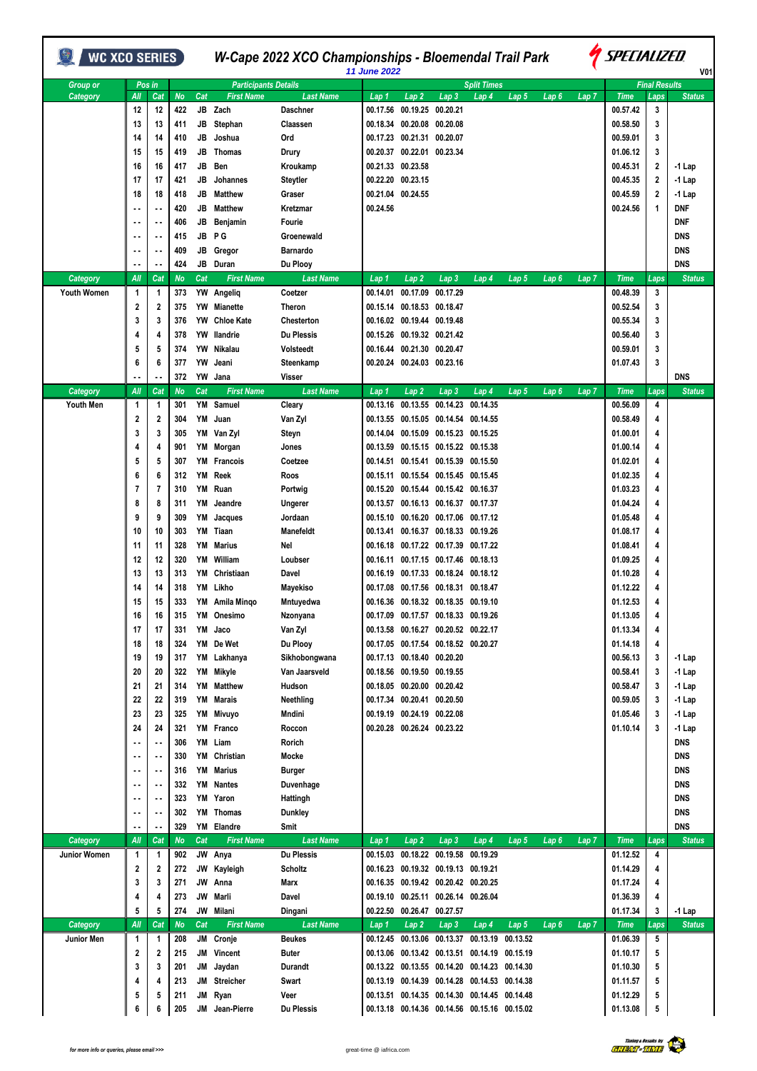# W-Cape 2022 XCO Championships - Bloemendal Trail Park

WC XCO SERIES — SPECIALIZED

11 June 2022

V01

| Group or Category | Pos in All | Pos in Cat | No | Cat | First Name | Last Name | Lap 1 | Lap 2 | Lap 3 | Lap 4 | Lap 5 | Lap 6 | Lap 7 | Time | Laps | Status |
|---|---|---|---|---|---|---|---|---|---|---|---|---|---|---|---|---|
| | 12 | 12 | 422 | JB | Zach | Daschner | 00.17.56 | 00.19.25 | 00.20.21 | | | | | 00.57.42 | 3 | |
| | 13 | 13 | 411 | JB | Stephan | Claassen | 00.18.34 | 00.20.08 | 00.20.08 | | | | | 00.58.50 | 3 | |
| | 14 | 14 | 410 | JB | Joshua | Ord | 00.17.23 | 00.21.31 | 00.20.07 | | | | | 00.59.01 | 3 | |
| | 15 | 15 | 419 | JB | Thomas | Drury | 00.20.37 | 00.22.01 | 00.23.34 | | | | | 01.06.12 | 3 | |
| | 16 | 16 | 417 | JB | Ben | Kroukamp | 00.21.33 | 00.23.58 | | | | | | 00.45.31 | 2 | -1 Lap |
| | 17 | 17 | 421 | JB | Johannes | Steytler | 00.22.20 | 00.23.15 | | | | | | 00.45.35 | 2 | -1 Lap |
| | 18 | 18 | 418 | JB | Matthew | Graser | 00.21.04 | 00.24.55 | | | | | | 00.45.59 | 2 | -1 Lap |
| | -- | -- | 420 | JB | Matthew | Kretzmar | 00.24.56 | | | | | | | 00.24.56 | 1 | DNF |
| | -- | -- | 406 | JB | Benjamin | Fourie | | | | | | | | | | DNF |
| | -- | -- | 415 | JB | P G | Groenewald | | | | | | | | | | DNS |
| | -- | -- | 409 | JB | Gregor | Barnardo | | | | | | | | | | DNS |
| | -- | -- | 424 | JB | Duran | Du Plooy | | | | | | | | | | DNS |

| Category | All | Cat | No | Cat | First Name | Last Name | Lap 1 | Lap 2 | Lap 3 | Lap 4 | Lap 5 | Lap 6 | Lap 7 | Time | Laps | Status |
|---|---|---|---|---|---|---|---|---|---|---|---|---|---|---|---|---|
| Youth Women | 1 | 1 | 373 | YW | Angeliq | Coetzer | 00.14.01 | 00.17.09 | 00.17.29 | | | | | 00.48.39 | 3 | |
| | 2 | 2 | 375 | YW | Mianette | Theron | 00.15.14 | 00.18.53 | 00.18.47 | | | | | 00.52.54 | 3 | |
| | 3 | 3 | 376 | YW | Chloe Kate | Chesterton | 00.16.02 | 00.19.44 | 00.19.48 | | | | | 00.55.34 | 3 | |
| | 4 | 4 | 378 | YW | Ilandrie | Du Plessis | 00.15.26 | 00.19.32 | 00.21.42 | | | | | 00.56.40 | 3 | |
| | 5 | 5 | 374 | YW | Nikalau | Volsteedt | 00.16.44 | 00.21.30 | 00.20.47 | | | | | 00.59.01 | 3 | |
| | 6 | 6 | 377 | YW | Jeani | Steenkamp | 00.20.24 | 00.24.03 | 00.23.16 | | | | | 01.07.43 | 3 | |
| | -- | -- | 372 | YW | Jana | Visser | | | | | | | | | | DNS |

| Category | All | Cat | No | Cat | First Name | Last Name | Lap 1 | Lap 2 | Lap 3 | Lap 4 | Lap 5 | Lap 6 | Lap 7 | Time | Laps | Status |
|---|---|---|---|---|---|---|---|---|---|---|---|---|---|---|---|---|
| Youth Men | 1 | 1 | 301 | YM | Samuel | Cleary | 00.13.16 | 00.13.55 | 00.14.23 | 00.14.35 | | | | 00.56.09 | 4 | |
| | 2 | 2 | 304 | YM | Juan | Van Zyl | 00.13.55 | 00.15.05 | 00.14.54 | 00.14.55 | | | | 00.58.49 | 4 | |
| | 3 | 3 | 305 | YM | Van Zyl | Steyn | 00.14.04 | 00.15.09 | 00.15.23 | 00.15.25 | | | | 01.00.01 | 4 | |
| | 4 | 4 | 901 | YM | Morgan | Jones | 00.13.59 | 00.15.15 | 00.15.22 | 00.15.38 | | | | 01.00.14 | 4 | |
| | 5 | 5 | 307 | YM | Francois | Coetzee | 00.14.51 | 00.15.41 | 00.15.39 | 00.15.50 | | | | 01.02.01 | 4 | |
| | 6 | 6 | 312 | YM | Reek | Roos | 00.15.11 | 00.15.54 | 00.15.45 | 00.15.45 | | | | 01.02.35 | 4 | |
| | 7 | 7 | 310 | YM | Ruan | Portwig | 00.15.20 | 00.15.44 | 00.15.42 | 00.16.37 | | | | 01.03.23 | 4 | |
| | 8 | 8 | 311 | YM | Jeandre | Ungerer | 00.13.57 | 00.16.13 | 00.16.37 | 00.17.37 | | | | 01.04.24 | 4 | |
| | 9 | 9 | 309 | YM | Jacques | Jordaan | 00.15.10 | 00.16.20 | 00.17.06 | 00.17.12 | | | | 01.05.48 | 4 | |
| | 10 | 10 | 303 | YM | Tiaan | Manefeldt | 00.13.41 | 00.16.37 | 00.18.33 | 00.19.26 | | | | 01.08.17 | 4 | |
| | 11 | 11 | 328 | YM | Marius | Nel | 00.16.18 | 00.17.22 | 00.17.39 | 00.17.22 | | | | 01.08.41 | 4 | |
| | 12 | 12 | 320 | YM | William | Loubser | 00.16.11 | 00.17.15 | 00.17.46 | 00.18.13 | | | | 01.09.25 | 4 | |
| | 13 | 13 | 313 | YM | Christiaan | Davel | 00.16.19 | 00.17.33 | 00.18.24 | 00.18.12 | | | | 01.10.28 | 4 | |
| | 14 | 14 | 318 | YM | Likho | Mayekiso | 00.17.08 | 00.17.56 | 00.18.31 | 00.18.47 | | | | 01.12.22 | 4 | |
| | 15 | 15 | 333 | YM | Amila Minqo | Mntuyedwa | 00.16.36 | 00.18.32 | 00.18.35 | 00.19.10 | | | | 01.12.53 | 4 | |
| | 16 | 16 | 315 | YM | Onesimo | Nzonyana | 00.17.09 | 00.17.57 | 00.18.33 | 00.19.26 | | | | 01.13.05 | 4 | |
| | 17 | 17 | 331 | YM | Jaco | Van Zyl | 00.13.58 | 00.16.27 | 00.20.52 | 00.22.17 | | | | 01.13.34 | 4 | |
| | 18 | 18 | 324 | YM | De Wet | Du Plooy | 00.17.05 | 00.17.54 | 00.18.52 | 00.20.27 | | | | 01.14.18 | 4 | |
| | 19 | 19 | 317 | YM | Lakhanya | Sikhobongwana | 00.17.13 | 00.18.40 | 00.20.20 | | | | | 00.56.13 | 3 | -1 Lap |
| | 20 | 20 | 322 | YM | Mikyle | Van Jaarsveld | 00.18.56 | 00.19.50 | 00.19.55 | | | | | 00.58.41 | 3 | -1 Lap |
| | 21 | 21 | 314 | YM | Matthew | Hudson | 00.18.05 | 00.20.00 | 00.20.42 | | | | | 00.58.47 | 3 | -1 Lap |
| | 22 | 22 | 319 | YM | Marais | Neethling | 00.17.34 | 00.20.41 | 00.20.50 | | | | | 00.59.05 | 3 | -1 Lap |
| | 23 | 23 | 325 | YM | Mivuyo | Mndini | 00.19.19 | 00.24.19 | 00.22.08 | | | | | 01.05.46 | 3 | -1 Lap |
| | 24 | 24 | 321 | YM | Franco | Roccon | 00.20.28 | 00.26.24 | 00.23.22 | | | | | 01.10.14 | 3 | -1 Lap |
| | -- | -- | 306 | YM | Liam | Rorich | | | | | | | | | | DNS |
| | -- | -- | 330 | YM | Christian | Mocke | | | | | | | | | | DNS |
| | -- | -- | 316 | YM | Marius | Burger | | | | | | | | | | DNS |
| | -- | -- | 332 | YM | Nantes | Duvenhage | | | | | | | | | | DNS |
| | -- | -- | 323 | YM | Yaron | Hattingh | | | | | | | | | | DNS |
| | -- | -- | 302 | YM | Thomas | Dunkley | | | | | | | | | | DNS |
| | -- | -- | 329 | YM | Elandre | Smit | | | | | | | | | | DNS |

| Category | All | Cat | No | Cat | First Name | Last Name | Lap 1 | Lap 2 | Lap 3 | Lap 4 | Lap 5 | Lap 6 | Lap 7 | Time | Laps | Status |
|---|---|---|---|---|---|---|---|---|---|---|---|---|---|---|---|---|
| Junior Women | 1 | 1 | 902 | JW | Anya | Du Plessis | 00.15.03 | 00.18.22 | 00.19.58 | 00.19.29 | | | | 01.12.52 | 4 | |
| | 2 | 2 | 272 | JW | Kayleigh | Scholtz | 00.16.23 | 00.19.32 | 00.19.13 | 00.19.21 | | | | 01.14.29 | 4 | |
| | 3 | 3 | 271 | JW | Anna | Marx | 00.16.35 | 00.19.42 | 00.20.42 | 00.20.25 | | | | 01.17.24 | 4 | |
| | 4 | 4 | 273 | JW | Marli | Davel | 00.19.10 | 00.25.11 | 00.26.14 | 00.26.04 | | | | 01.36.39 | 4 | |
| | 5 | 5 | 274 | JW | Milani | Dingani | 00.22.50 | 00.26.47 | 00.27.57 | | | | | 01.17.34 | 3 | -1 Lap |

| Category | All | Cat | No | Cat | First Name | Last Name | Lap 1 | Lap 2 | Lap 3 | Lap 4 | Lap 5 | Lap 6 | Lap 7 | Time | Laps | Status |
|---|---|---|---|---|---|---|---|---|---|---|---|---|---|---|---|---|
| Junior Men | 1 | 1 | 208 | JM | Cronje | Beukes | 00.12.45 | 00.13.06 | 00.13.37 | 00.13.19 | 00.13.52 | | | 01.06.39 | 5 | |
| | 2 | 2 | 215 | JM | Vincent | Buter | 00.13.06 | 00.13.42 | 00.13.51 | 00.14.19 | 00.15.19 | | | 01.10.17 | 5 | |
| | 3 | 3 | 201 | JM | Jaydan | Durandt | 00.13.22 | 00.13.55 | 00.14.20 | 00.14.23 | 00.14.30 | | | 01.10.30 | 5 | |
| | 4 | 4 | 213 | JM | Streicher | Swart | 00.13.19 | 00.14.39 | 00.14.28 | 00.14.53 | 00.14.38 | | | 01.11.57 | 5 | |
| | 5 | 5 | 211 | JM | Ryan | Veer | 00.13.51 | 00.14.35 | 00.14.30 | 00.14.45 | 00.14.48 | | | 01.12.29 | 5 | |
| | 6 | 6 | 205 | JM | Jean-Pierre | Du Plessis | 00.13.18 | 00.14.36 | 00.14.56 | 00.15.16 | 00.15.02 | | | 01.13.08 | 5 | |

for more info or queries, please email >>> great-time @ iafrica.com

Timing & Results by GREAT TIME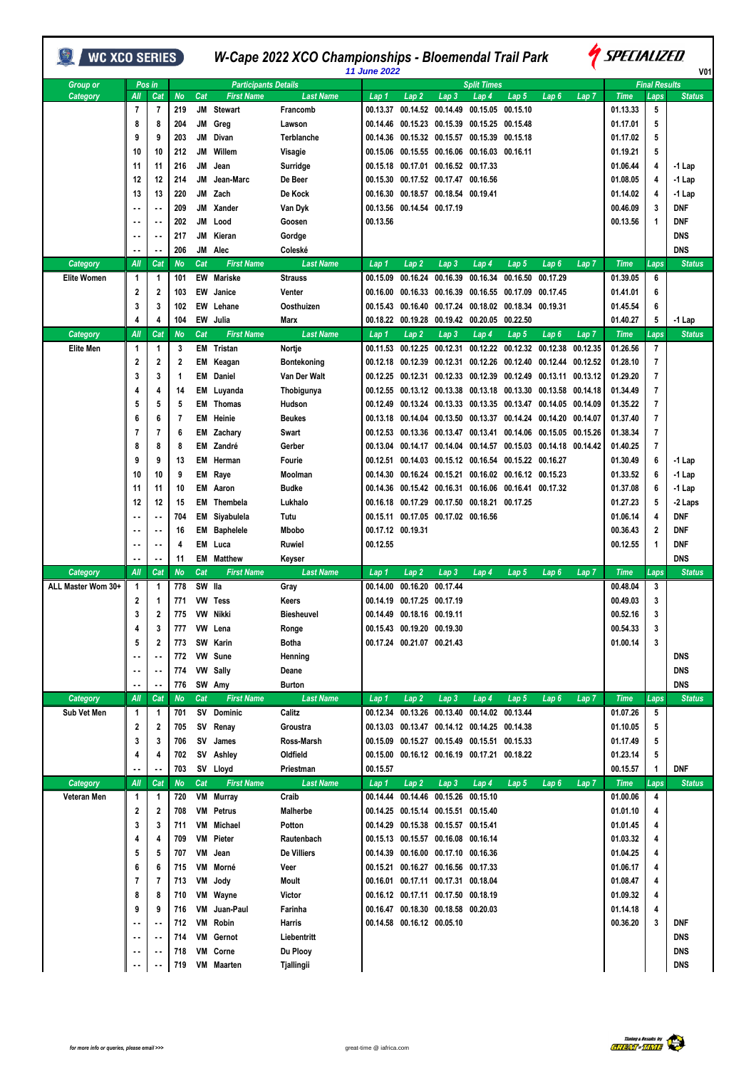# W-Cape 2022 XCO Championships - Bloemendal Trail Park

11 June 2022

WC XCO SERIES — SPECIALIZED — V01

| Group or Category | Pos in All | Pos in Cat | No | Cat | First Name | Last Name | Lap 1 | Lap 2 | Lap 3 | Lap 4 | Lap 5 | Lap 6 | Lap 7 | Time | Laps | Status |
|---|---|---|---|---|---|---|---|---|---|---|---|---|---|---|---|---|
| | 7 | 7 | 219 | JM | Stewart | Francomb | 00.13.37 | 00.14.52 | 00.14.49 | 00.15.05 | 00.15.10 | | | 01.13.33 | 5 | |
| | 8 | 8 | 204 | JM | Greg | Lawson | 00.14.46 | 00.15.23 | 00.15.39 | 00.15.25 | 00.15.48 | | | 01.17.01 | 5 | |
| | 9 | 9 | 203 | JM | Divan | Terblanche | 00.14.36 | 00.15.32 | 00.15.57 | 00.15.39 | 00.15.18 | | | 01.17.02 | 5 | |
| | 10 | 10 | 212 | JM | Willem | Visagie | 00.15.06 | 00.15.55 | 00.16.06 | 00.16.03 | 00.16.11 | | | 01.19.21 | 5 | |
| | 11 | 11 | 216 | JM | Jean | Surridge | 00.15.18 | 00.17.01 | 00.16.52 | 00.17.33 | | | | 01.06.44 | 4 | -1 Lap |
| | 12 | 12 | 214 | JM | Jean-Marc | De Beer | 00.15.30 | 00.17.52 | 00.17.47 | 00.16.56 | | | | 01.08.05 | 4 | -1 Lap |
| | 13 | 13 | 220 | JM | Zach | De Kock | 00.16.30 | 00.18.57 | 00.18.54 | 00.19.41 | | | | 01.14.02 | 4 | -1 Lap |
| | -- | -- | 209 | JM | Xander | Van Dyk | 00.13.56 | 00.14.54 | 00.17.19 | | | | | 00.46.09 | 3 | DNF |
| | -- | -- | 202 | JM | Lood | Goosen | 00.13.56 | | | | | | | 00.13.56 | 1 | DNF |
| | -- | -- | 217 | JM | Kieran | Gordge | | | | | | | | | | DNS |
| | -- | -- | 206 | JM | Alec | Coleské | | | | | | | | | | DNS |
| **Category** | **All** | **Cat** | **No** | **Cat** | **First Name** | **Last Name** | **Lap 1** | **Lap 2** | **Lap 3** | **Lap 4** | **Lap 5** | **Lap 6** | **Lap 7** | **Time** | **Laps** | **Status** |
| Elite Women | 1 | 1 | 101 | EW | Mariske | Strauss | 00.15.09 | 00.16.24 | 00.16.39 | 00.16.34 | 00.16.50 | 00.17.29 | | 01.39.05 | 6 | |
| | 2 | 2 | 103 | EW | Janice | Venter | 00.16.00 | 00.16.33 | 00.16.39 | 00.16.55 | 00.17.09 | 00.17.45 | | 01.41.01 | 6 | |
| | 3 | 3 | 102 | EW | Lehane | Oosthuizen | 00.15.43 | 00.16.40 | 00.17.24 | 00.18.02 | 00.18.34 | 00.19.31 | | 01.45.54 | 6 | |
| | 4 | 4 | 104 | EW | Julia | Marx | 00.18.22 | 00.19.28 | 00.19.42 | 00.20.05 | 00.22.50 | | | 01.40.27 | 5 | -1 Lap |
| **Category** | **All** | **Cat** | **No** | **Cat** | **First Name** | **Last Name** | **Lap 1** | **Lap 2** | **Lap 3** | **Lap 4** | **Lap 5** | **Lap 6** | **Lap 7** | **Time** | **Laps** | **Status** |
| Elite Men | 1 | 1 | 3 | EM | Tristan | Nortje | 00.11.53 | 00.12.25 | 00.12.31 | 00.12.22 | 00.12.32 | 00.12.38 | 00.12.35 | 01.26.56 | 7 | |
| | 2 | 2 | 2 | EM | Keagan | Bontekoning | 00.12.18 | 00.12.39 | 00.12.31 | 00.12.26 | 00.12.40 | 00.12.44 | 00.12.52 | 01.28.10 | 7 | |
| | 3 | 3 | 1 | EM | Daniel | Van Der Walt | 00.12.25 | 00.12.31 | 00.12.33 | 00.12.39 | 00.12.49 | 00.13.11 | 00.13.12 | 01.29.20 | 7 | |
| | 4 | 4 | 14 | EM | Luyanda | Thobigunya | 00.12.55 | 00.13.12 | 00.13.38 | 00.13.18 | 00.13.30 | 00.13.58 | 00.14.18 | 01.34.49 | 7 | |
| | 5 | 5 | 5 | EM | Thomas | Hudson | 00.12.49 | 00.13.24 | 00.13.33 | 00.13.35 | 00.13.47 | 00.14.05 | 00.14.09 | 01.35.22 | 7 | |
| | 6 | 6 | 7 | EM | Heinie | Beukes | 00.13.18 | 00.14.04 | 00.13.50 | 00.13.37 | 00.14.24 | 00.14.20 | 00.14.07 | 01.37.40 | 7 | |
| | 7 | 7 | 6 | EM | Zachary | Swart | 00.12.53 | 00.13.36 | 00.13.47 | 00.13.41 | 00.14.06 | 00.15.05 | 00.15.26 | 01.38.34 | 7 | |
| | 8 | 8 | 8 | EM | Zandré | Gerber | 00.13.04 | 00.14.17 | 00.14.04 | 00.14.57 | 00.15.03 | 00.14.18 | 00.14.42 | 01.40.25 | 7 | |
| | 9 | 9 | 13 | EM | Herman | Fourie | 00.12.51 | 00.14.03 | 00.15.12 | 00.16.54 | 00.15.22 | 00.16.27 | | 01.30.49 | 6 | -1 Lap |
| | 10 | 10 | 9 | EM | Raye | Moolman | 00.14.30 | 00.16.24 | 00.15.21 | 00.16.02 | 00.16.12 | 00.15.23 | | 01.33.52 | 6 | -1 Lap |
| | 11 | 11 | 10 | EM | Aaron | Budke | 00.14.36 | 00.15.42 | 00.16.31 | 00.16.06 | 00.16.41 | 00.17.32 | | 01.37.08 | 6 | -1 Lap |
| | 12 | 12 | 15 | EM | Thembela | Lukhalo | 00.16.18 | 00.17.29 | 00.17.50 | 00.18.21 | 00.17.25 | | | 01.27.23 | 5 | -2 Laps |
| | -- | -- | 704 | EM | Siyabulela | Tutu | 00.15.11 | 00.17.05 | 00.17.02 | 00.16.56 | | | | 01.06.14 | 4 | DNF |
| | -- | -- | 16 | EM | Baphelele | Mbobo | 00.17.12 | 00.19.31 | | | | | | 00.36.43 | 2 | DNF |
| | -- | -- | 4 | EM | Luca | Ruwiel | 00.12.55 | | | | | | | 00.12.55 | 1 | DNF |
| | -- | -- | 11 | EM | Matthew | Keyser | | | | | | | | | | DNS |
| **Category** | **All** | **Cat** | **No** | **Cat** | **First Name** | **Last Name** | **Lap 1** | **Lap 2** | **Lap 3** | **Lap 4** | **Lap 5** | **Lap 6** | **Lap 7** | **Time** | **Laps** | **Status** |
| ALL Master Wom 30+ | 1 | 1 | 778 | SW | Ila | Gray | 00.14.00 | 00.16.20 | 00.17.44 | | | | | 00.48.04 | 3 | |
| | 2 | 1 | 771 | VW | Tess | Keers | 00.14.19 | 00.17.25 | 00.17.19 | | | | | 00.49.03 | 3 | |
| | 3 | 2 | 775 | VW | Nikki | Biesheuvel | 00.14.49 | 00.18.16 | 00.19.11 | | | | | 00.52.16 | 3 | |
| | 4 | 3 | 777 | VW | Lena | Ronge | 00.15.43 | 00.19.20 | 00.19.30 | | | | | 00.54.33 | 3 | |
| | 5 | 2 | 773 | SW | Karin | Botha | 00.17.24 | 00.21.07 | 00.21.43 | | | | | 01.00.14 | 3 | |
| | -- | -- | 772 | VW | Sune | Henning | | | | | | | | | | DNS |
| | -- | -- | 774 | VW | Sally | Deane | | | | | | | | | | DNS |
| | -- | -- | 776 | SW | Amy | Burton | | | | | | | | | | DNS |
| **Category** | **All** | **Cat** | **No** | **Cat** | **First Name** | **Last Name** | **Lap 1** | **Lap 2** | **Lap 3** | **Lap 4** | **Lap 5** | **Lap 6** | **Lap 7** | **Time** | **Laps** | **Status** |
| Sub Vet Men | 1 | 1 | 701 | SV | Dominic | Calitz | 00.12.34 | 00.13.26 | 00.13.40 | 00.14.02 | 00.13.44 | | | 01.07.26 | 5 | |
| | 2 | 2 | 705 | SV | Renay | Groustra | 00.13.03 | 00.13.47 | 00.14.12 | 00.14.25 | 00.14.38 | | | 01.10.05 | 5 | |
| | 3 | 3 | 706 | SV | James | Ross-Marsh | 00.15.09 | 00.15.27 | 00.15.49 | 00.15.51 | 00.15.33 | | | 01.17.49 | 5 | |
| | 4 | 4 | 702 | SV | Ashley | Oldfield | 00.15.00 | 00.16.12 | 00.16.19 | 00.17.21 | 00.18.22 | | | 01.23.14 | 5 | |
| | -- | -- | 703 | SV | Lloyd | Priestman | 00.15.57 | | | | | | | 00.15.57 | 1 | DNF |
| **Category** | **All** | **Cat** | **No** | **Cat** | **First Name** | **Last Name** | **Lap 1** | **Lap 2** | **Lap 3** | **Lap 4** | **Lap 5** | **Lap 6** | **Lap 7** | **Time** | **Laps** | **Status** |
| Veteran Men | 1 | 1 | 720 | VM | Murray | Craib | 00.14.44 | 00.14.46 | 00.15.26 | 00.15.10 | | | | 01.00.06 | 4 | |
| | 2 | 2 | 708 | VM | Petrus | Malherbe | 00.14.25 | 00.15.14 | 00.15.51 | 00.15.40 | | | | 01.01.10 | 4 | |
| | 3 | 3 | 711 | VM | Michael | Potton | 00.14.29 | 00.15.38 | 00.15.57 | 00.15.41 | | | | 01.01.45 | 4 | |
| | 4 | 4 | 709 | VM | Pieter | Rautenbach | 00.15.13 | 00.15.57 | 00.16.08 | 00.16.14 | | | | 01.03.32 | 4 | |
| | 5 | 5 | 707 | VM | Jean | De Villiers | 00.14.39 | 00.16.00 | 00.17.10 | 00.16.36 | | | | 01.04.25 | 4 | |
| | 6 | 6 | 715 | VM | Morné | Veer | 00.15.21 | 00.16.27 | 00.16.56 | 00.17.33 | | | | 01.06.17 | 4 | |
| | 7 | 7 | 713 | VM | Jody | Moult | 00.16.01 | 00.17.11 | 00.17.31 | 00.18.04 | | | | 01.08.47 | 4 | |
| | 8 | 8 | 710 | VM | Wayne | Victor | 00.16.12 | 00.17.11 | 00.17.50 | 00.18.19 | | | | 01.09.32 | 4 | |
| | 9 | 9 | 716 | VM | Juan-Paul | Farinha | 00.16.47 | 00.18.30 | 00.18.58 | 00.20.03 | | | | 01.14.18 | 4 | |
| | -- | -- | 712 | VM | Robin | Harris | 00.14.58 | 00.16.12 | 00.05.10 | | | | | 00.36.20 | 3 | DNF |
| | -- | -- | 714 | VM | Gernot | Liebentritt | | | | | | | | | | DNS |
| | -- | -- | 718 | VM | Corne | Du Plooy | | | | | | | | | | DNS |
| | -- | -- | 719 | VM | Maarten | Tjallingii | | | | | | | | | | DNS |

for more info or queries, please email >>> great-time @ iafrica.com

Timing & Results by GREAT-TIME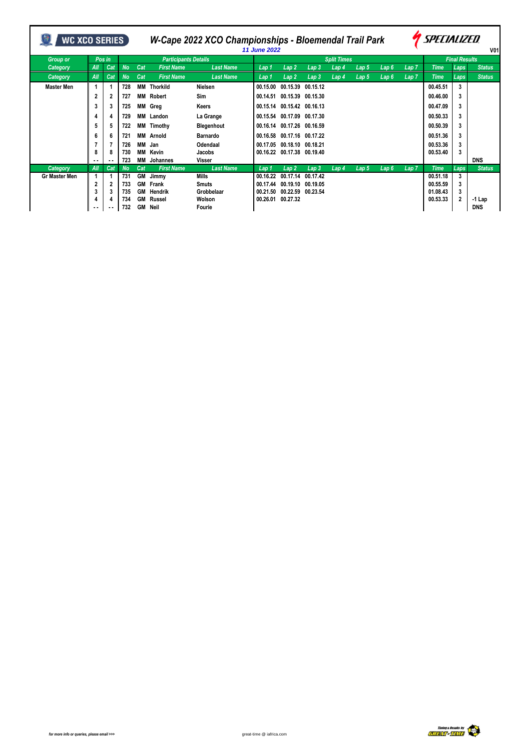WC XCO SERIES

# W-Cape 2022 XCO Championships - Bloemendal Trail Park

11 June 2022

V01

| Group or Category | Pos in All | Pos in Cat | No | Cat | First Name | Last Name | Lap 1 | Lap 2 | Lap 3 | Lap 4 | Lap 5 | Lap 6 | Lap 7 | Time | Laps | Status |
|---|---|---|---|---|---|---|---|---|---|---|---|---|---|---|---|---|
| Master Men | 1 | 1 | 728 | MM | Thorkild | Nielsen | 00.15.00 | 00.15.39 | 00.15.12 | | | | | 00.45.51 | 3 | |
| | 2 | 2 | 727 | MM | Robert | Sim | 00.14.51 | 00.15.39 | 00.15.30 | | | | | 00.46.00 | 3 | |
| | 3 | 3 | 725 | MM | Greg | Keers | 00.15.14 | 00.15.42 | 00.16.13 | | | | | 00.47.09 | 3 | |
| | 4 | 4 | 729 | MM | Landon | La Grange | 00.15.54 | 00.17.09 | 00.17.30 | | | | | 00.50.33 | 3 | |
| | 5 | 5 | 722 | MM | Timothy | Blegenhout | 00.16.14 | 00.17.26 | 00.16.59 | | | | | 00.50.39 | 3 | |
| | 6 | 6 | 721 | MM | Arnold | Barnardo | 00.16.58 | 00.17.16 | 00.17.22 | | | | | 00.51.36 | 3 | |
| | 7 | 7 | 726 | MM | Jan | Odendaal | 00.17.05 | 00.18.10 | 00.18.21 | | | | | 00.53.36 | 3 | |
| | 8 | 8 | 730 | MM | Kevin | Jacobs | 00.16.22 | 00.17.38 | 00.19.40 | | | | | 00.53.40 | 3 | |
| | - - | - - | 723 | MM | Johannes | Visser | | | | | | | | | | DNS |
| **Category** | **All** | **Cat** | **No** | **Cat** | **First Name** | **Last Name** | **Lap 1** | **Lap 2** | **Lap 3** | **Lap 4** | **Lap 5** | **Lap 6** | **Lap 7** | **Time** | **Laps** | **Status** |
| Gr Master Men | 1 | 1 | 731 | GM | Jimmy | Mills | 00.16.22 | 00.17.14 | 00.17.42 | | | | | 00.51.18 | 3 | |
| | 2 | 2 | 733 | GM | Frank | Smuts | 00.17.44 | 00.19.10 | 00.19.05 | | | | | 00.55.59 | 3 | |
| | 3 | 3 | 735 | GM | Hendrik | Grobbelaar | 00.21.50 | 00.22.59 | 00.23.54 | | | | | 01.08.43 | 3 | |
| | 4 | 4 | 734 | GM | Russel | Wolson | 00.26.01 | 00.27.32 | | | | | | 00.53.33 | 2 | -1 Lap |
| | - - | - - | 732 | GM | Neil | Fourie | | | | | | | | | | DNS |

for more info or queries, please email >>> great-time @ iafrica.com

Timing & Results by GREAT TIME